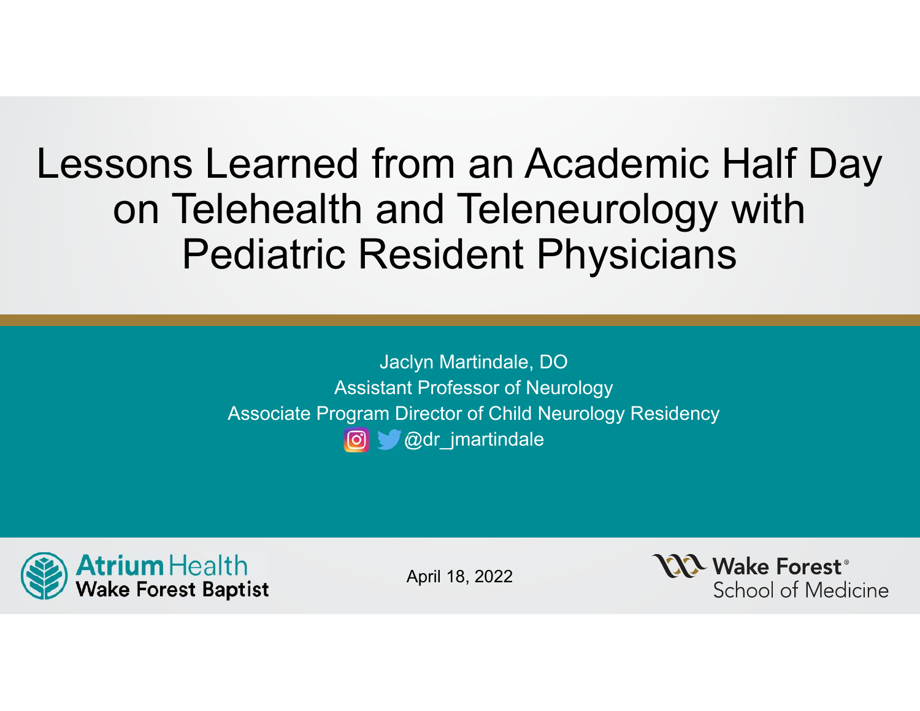# Lessons Learned from an Academic Half Day on Telehealth and Teleneurology with Pediatric Resident Physicians

Jaclyn Martindale, DO

Assistant Professor of Neurology

Associate Program Director of Child Neurology Residency

@dr_jmartindale

Atrium Health Wake Forest Baptist

April 18, 2022

Wake Forest School of Medicine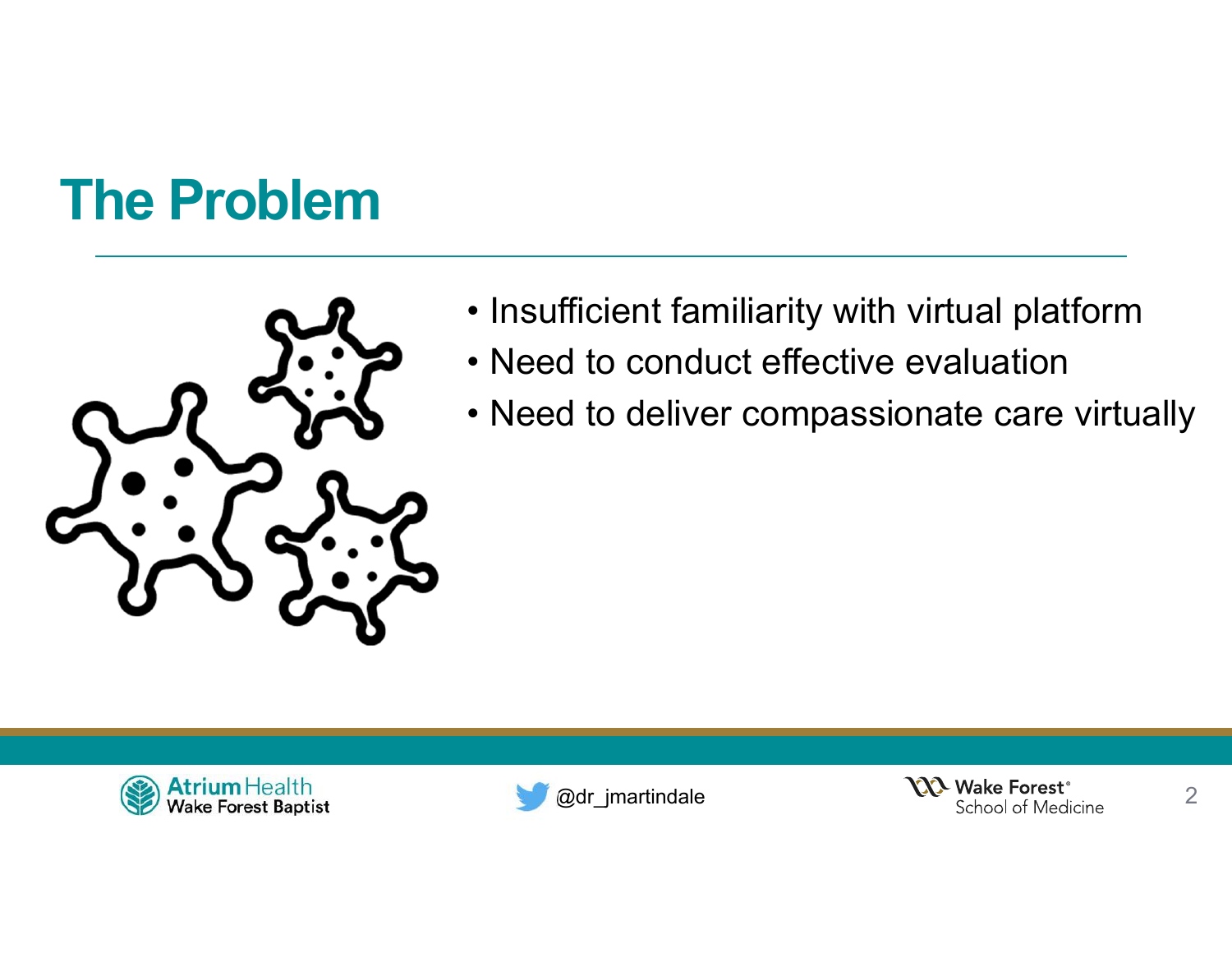# The Problem

- Insufficient familiarity with virtual platform
- Need to conduct effective evaluation
- Need to deliver compassionate care virtually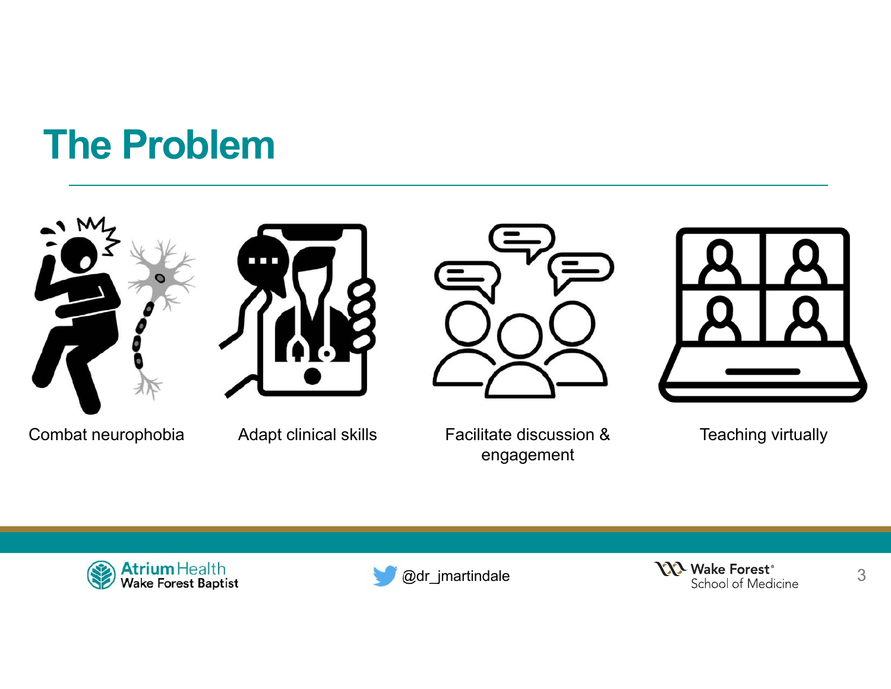# The Problem

Combat neurophobia

Adapt clinical skills

Facilitate discussion & engagement

Teaching virtually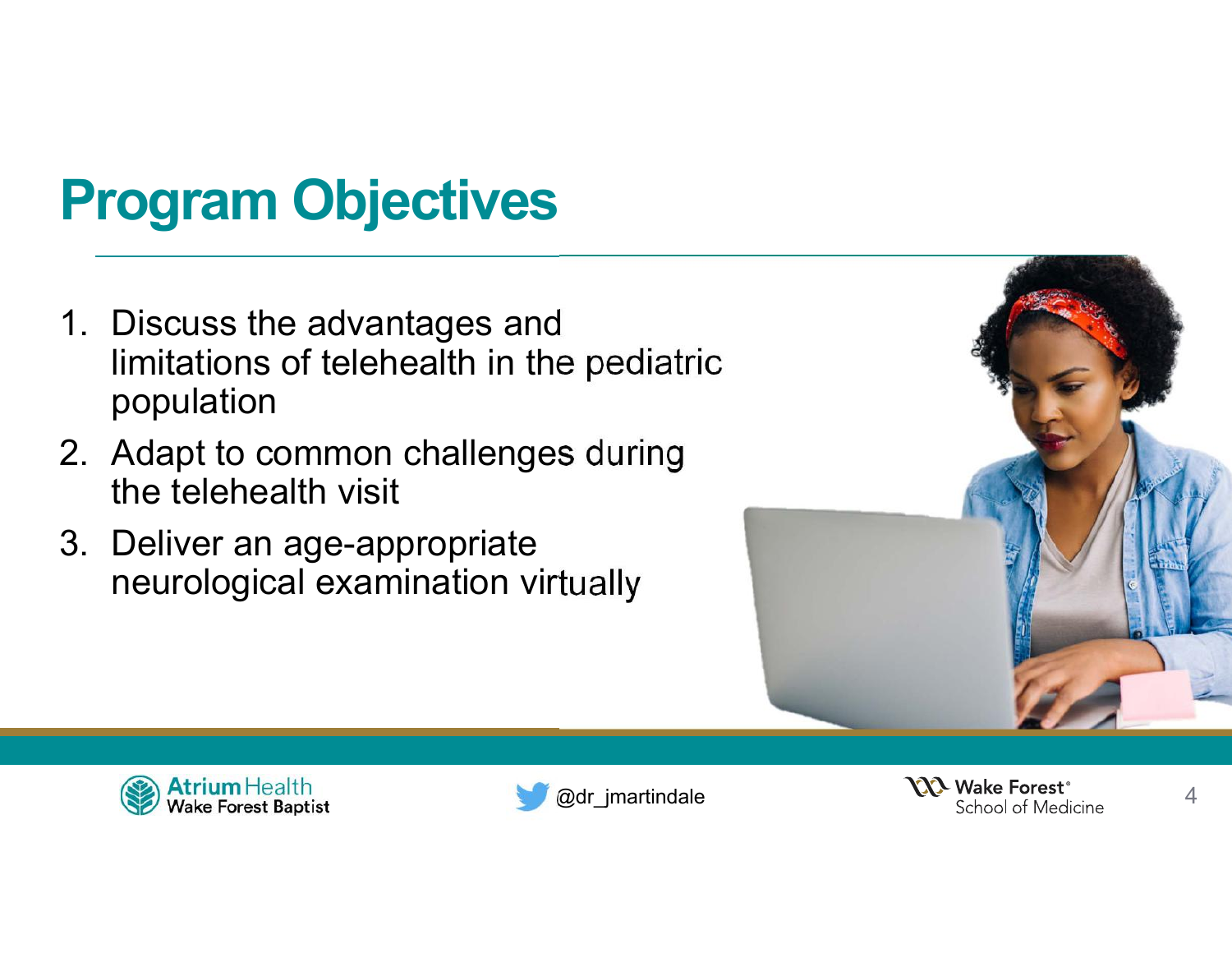# Program Objectives

1. Discuss the advantages and limitations of telehealth in the pediatric population
2. Adapt to common challenges during the telehealth visit
3. Deliver an age-appropriate neurological examination virtually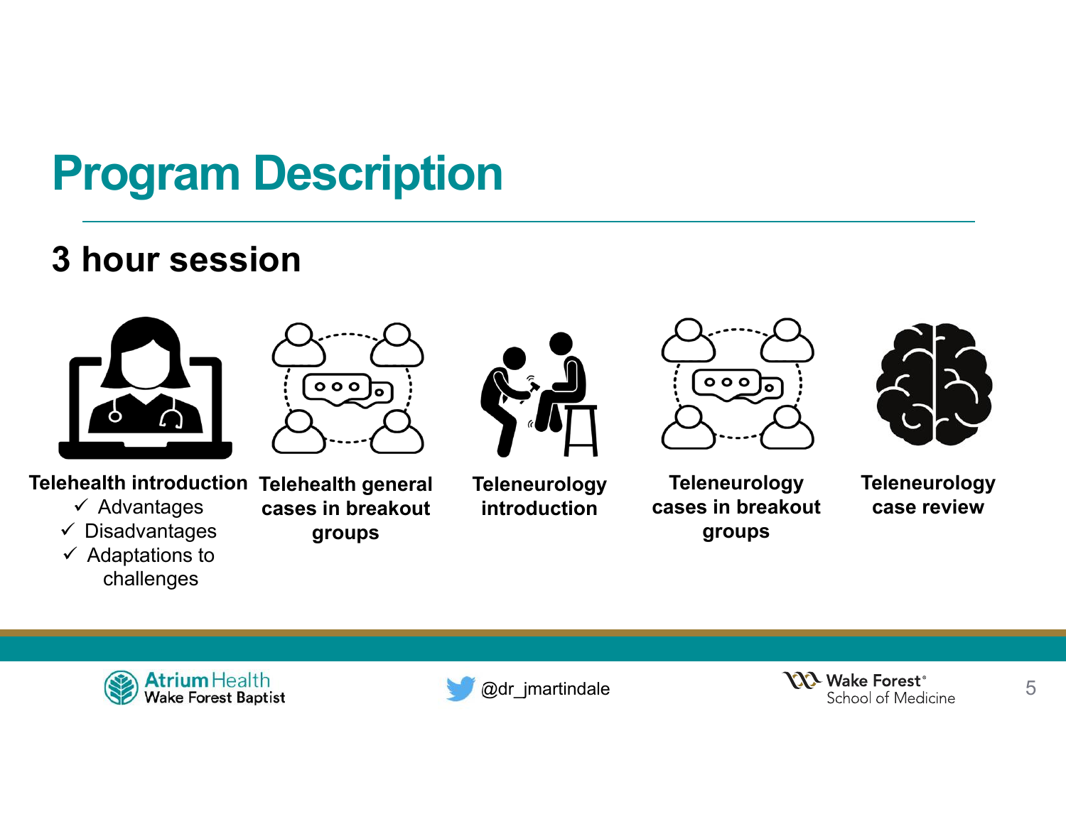# Program Description

## 3 hour session

**Telehealth introduction**

- ✓ Advantages
- ✓ Disadvantages
- ✓ Adaptations to challenges

**Telehealth general cases in breakout groups**

**Teleneurology introduction**

**Teleneurology cases in breakout groups**

**Teleneurology case review**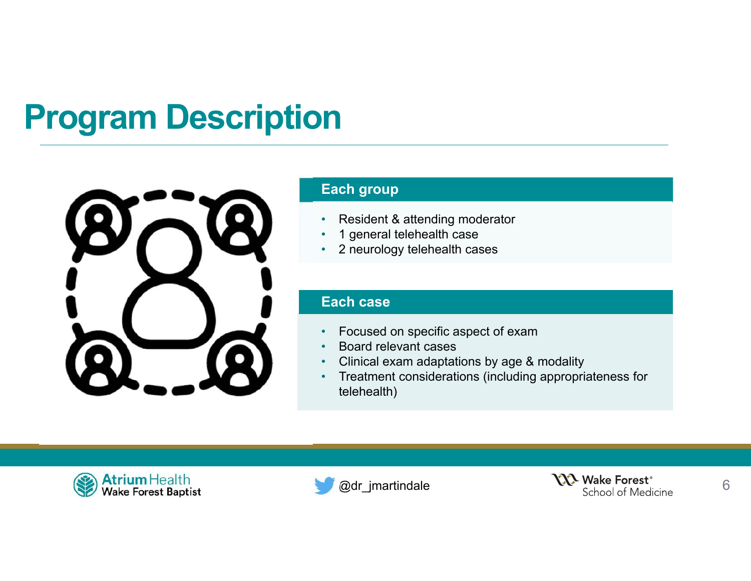# Program Description

## Each group

- Resident & attending moderator
- 1 general telehealth case
- 2 neurology telehealth cases

## Each case

- Focused on specific aspect of exam
- Board relevant cases
- Clinical exam adaptations by age & modality
- Treatment considerations (including appropriateness for telehealth)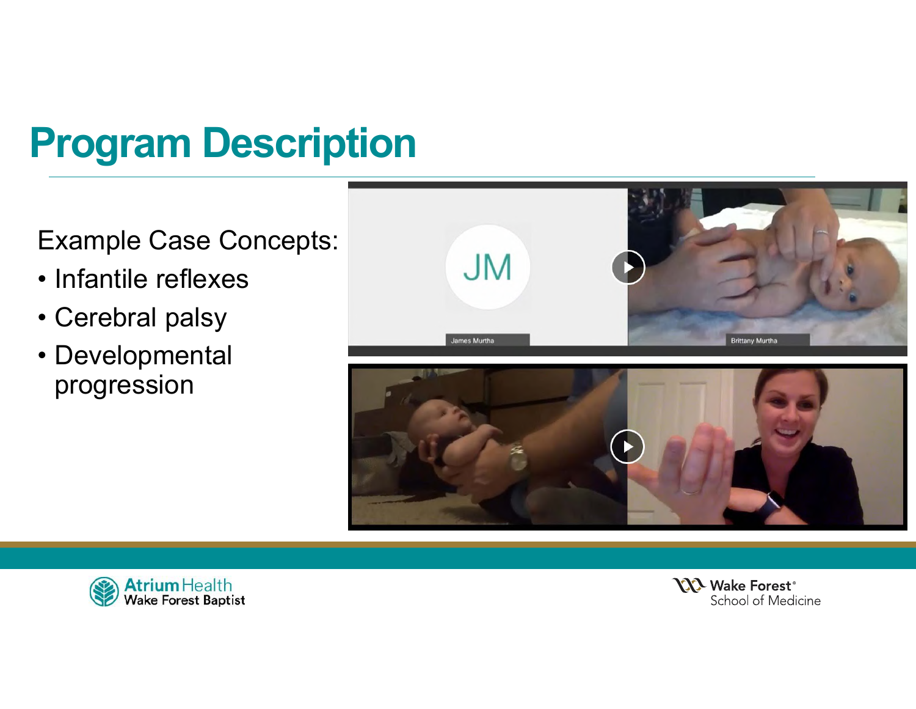# Program Description

Example Case Concepts:

- Infantile reflexes
- Cerebral palsy
- Developmental progression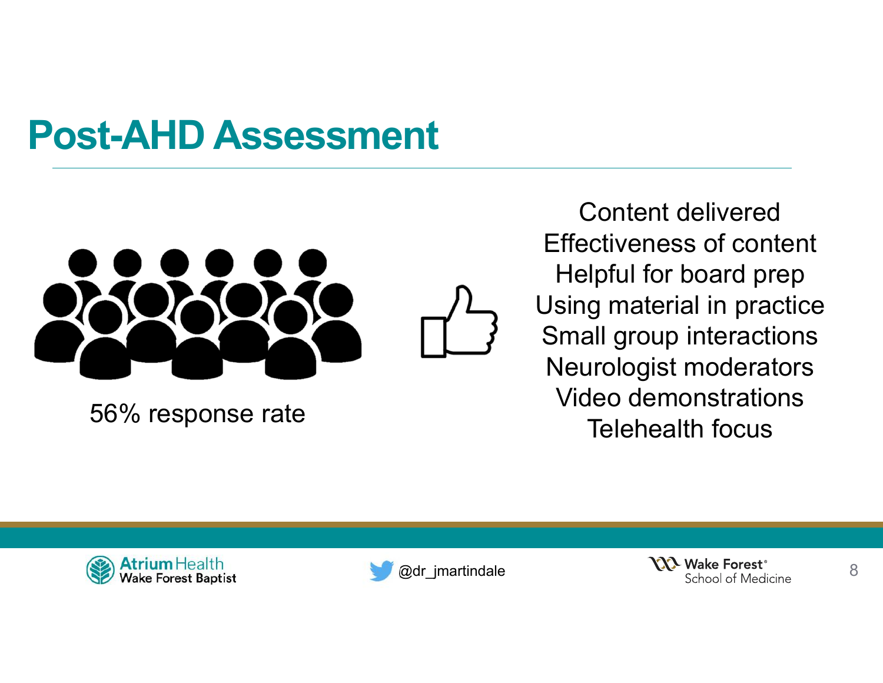# Post-AHD Assessment

56% response rate

Content delivered
Effectiveness of content
Helpful for board prep
Using material in practice
Small group interactions
Neurologist moderators
Video demonstrations
Telehealth focus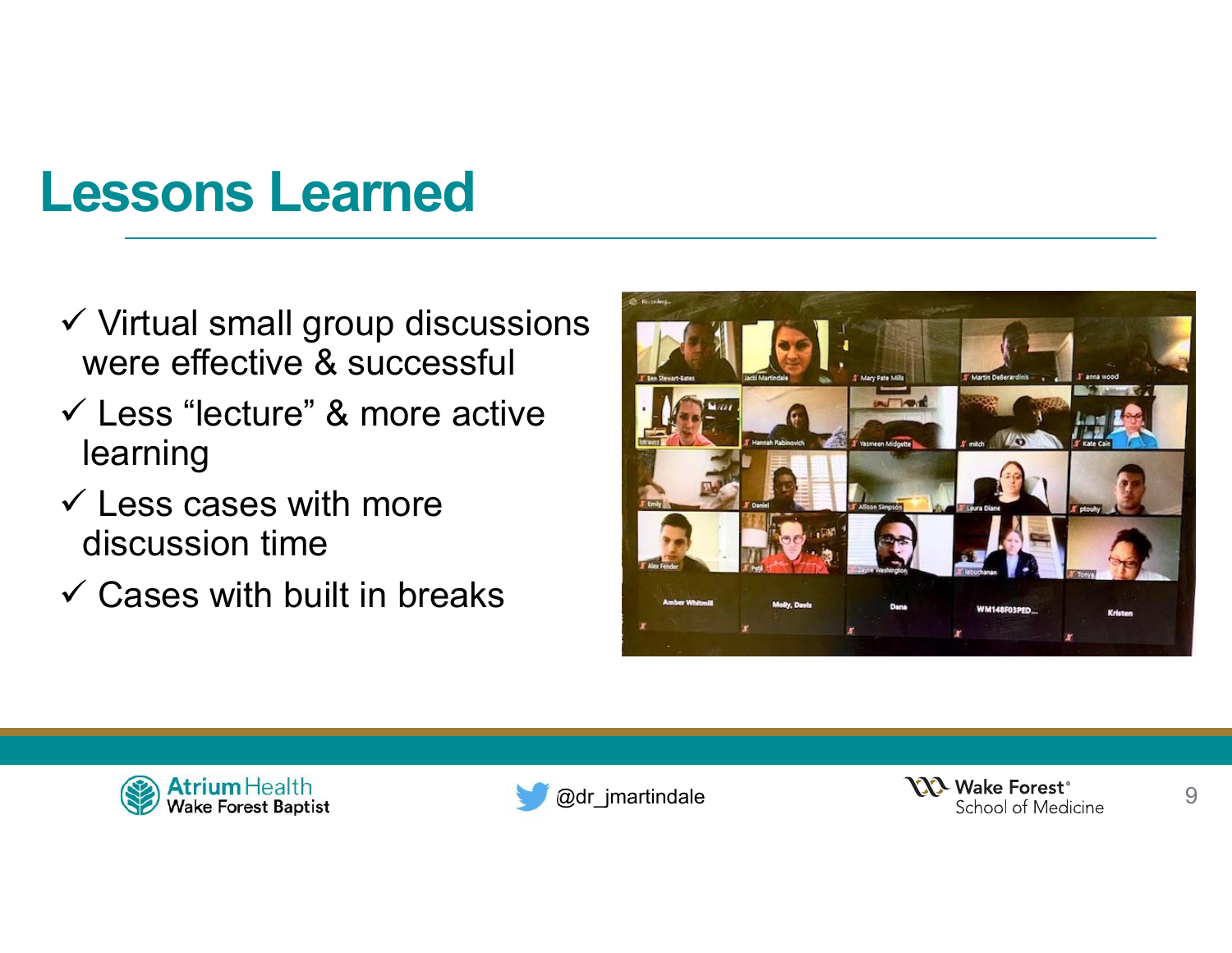# Lessons Learned

- ✓ Virtual small group discussions were effective & successful
- ✓ Less “lecture” & more active learning
- ✓ Less cases with more discussion time
- ✓ Cases with built in breaks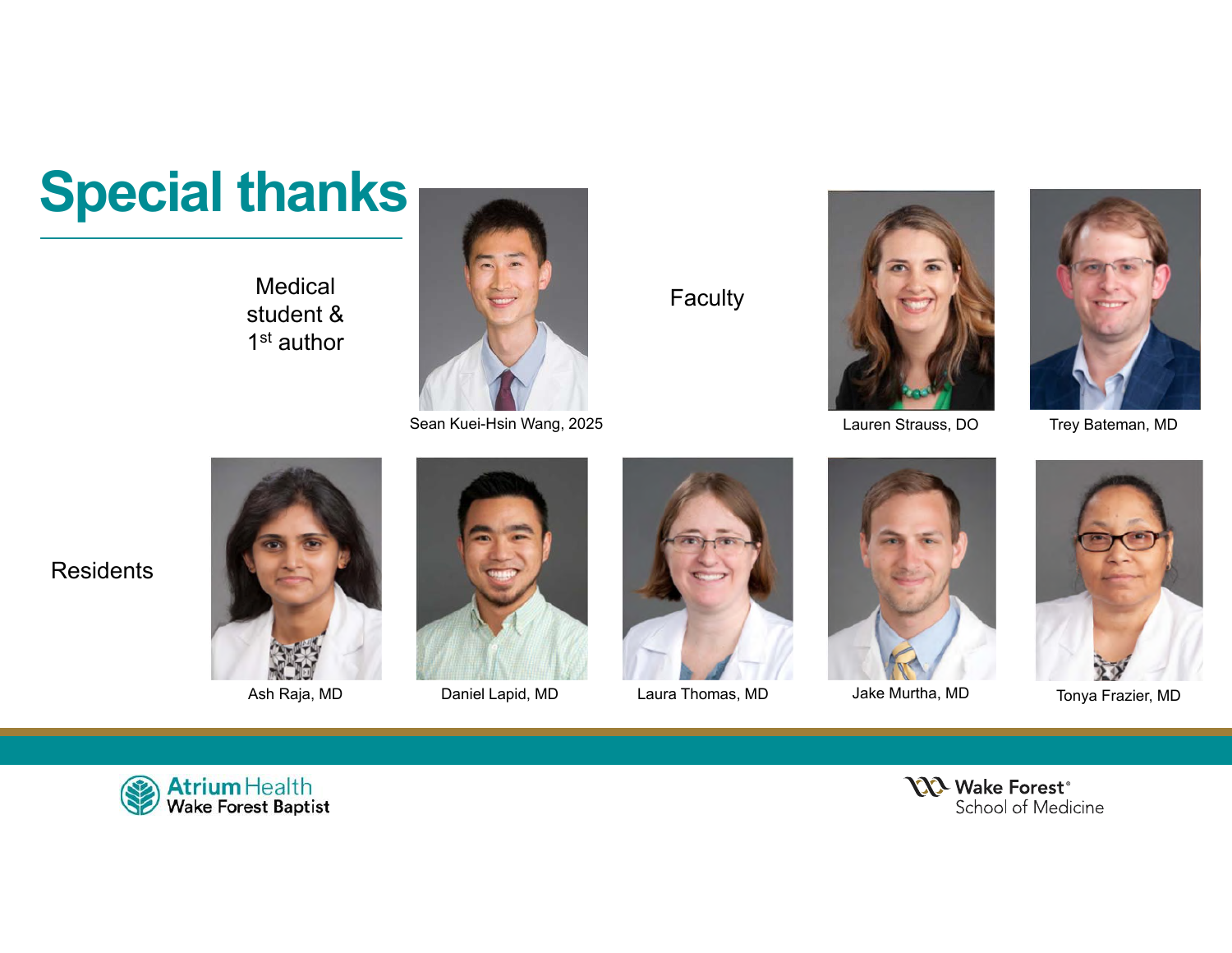# Special thanks

Medical student & 1st author

Sean Kuei-Hsin Wang, 2025

Faculty

Lauren Strauss, DO

Trey Bateman, MD

Residents

Ash Raja, MD

Daniel Lapid, MD

Laura Thomas, MD

Jake Murtha, MD

Tonya Frazier, MD

Atrium Health Wake Forest Baptist

Wake Forest School of Medicine